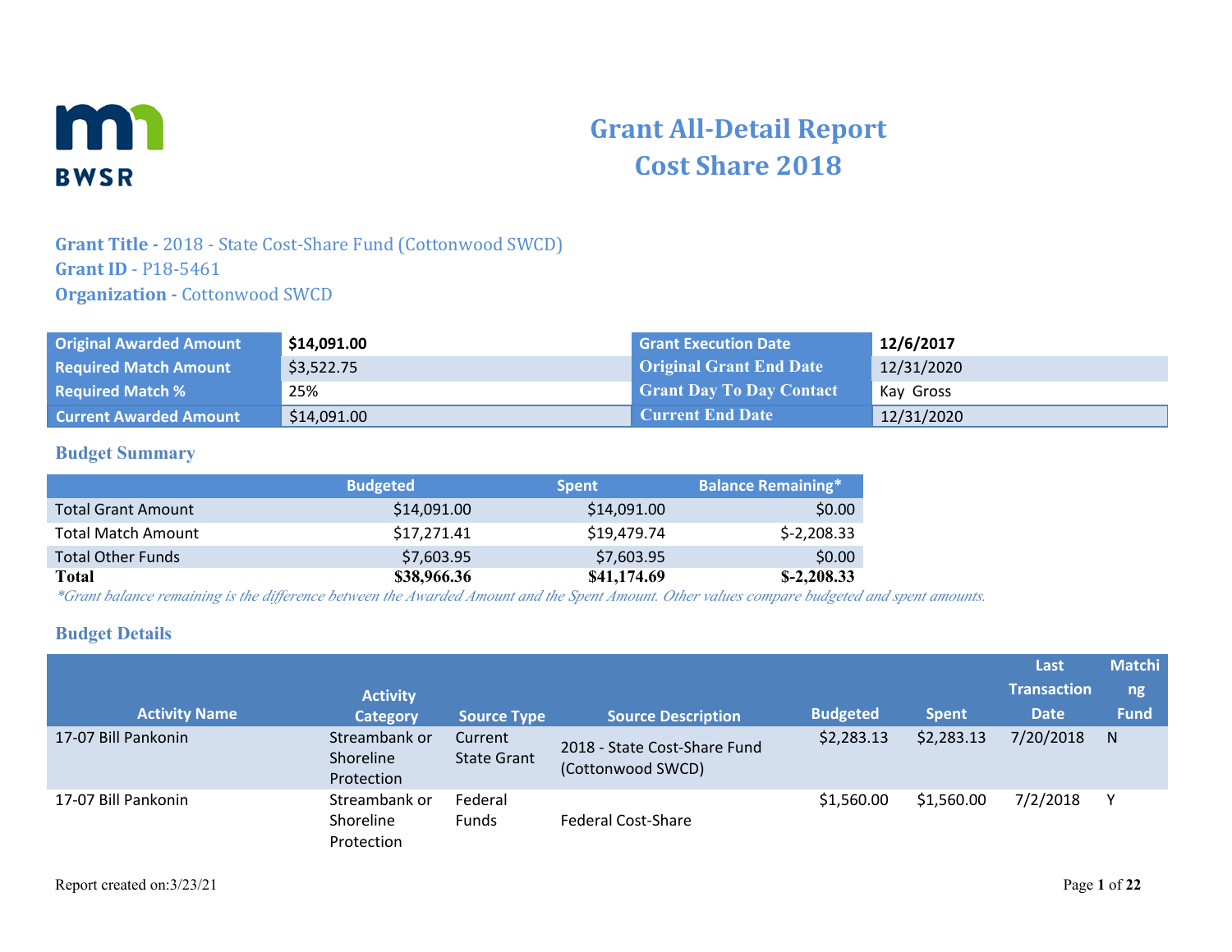# Grant All-Detail Report
# Cost Share 2018

**Grant Title -** 2018 - State Cost-Share Fund (Cottonwood SWCD)
**Grant ID** - P18-5461
**Organization -** Cottonwood SWCD

| | | | |
|---|---|---|---|
| **Original Awarded Amount** | **$14,091.00** | **Grant Execution Date** | **12/6/2017** |
| **Required Match Amount** | $3,522.75 | **Original Grant End Date** | 12/31/2020 |
| **Required Match %** | 25% | **Grant Day To Day Contact** | Kay Gross |
| **Current Awarded Amount** | $14,091.00 | **Current End Date** | 12/31/2020 |

## Budget Summary

| | Budgeted | Spent | Balance Remaining* |
|---|---|---|---|
| Total Grant Amount | $14,091.00 | $14,091.00 | $0.00 |
| Total Match Amount | $17,271.41 | $19,479.74 | $-2,208.33 |
| Total Other Funds | $7,603.95 | $7,603.95 | $0.00 |
| **Total** | **$38,966.36** | **$41,174.69** | **$-2,208.33** |

*Grant balance remaining is the difference between the Awarded Amount and the Spent Amount. Other values compare budgeted and spent amounts.*

## Budget Details

| Activity Name | Activity Category | Source Type | Source Description | Budgeted | Spent | Last Transaction Date | Matching Fund |
|---|---|---|---|---|---|---|---|
| 17-07 Bill Pankonin | Streambank or Shoreline Protection | Current State Grant | 2018 - State Cost-Share Fund (Cottonwood SWCD) | $2,283.13 | $2,283.13 | 7/20/2018 | N |
| 17-07 Bill Pankonin | Streambank or Shoreline Protection | Federal Funds | Federal Cost-Share | $1,560.00 | $1,560.00 | 7/2/2018 | Y |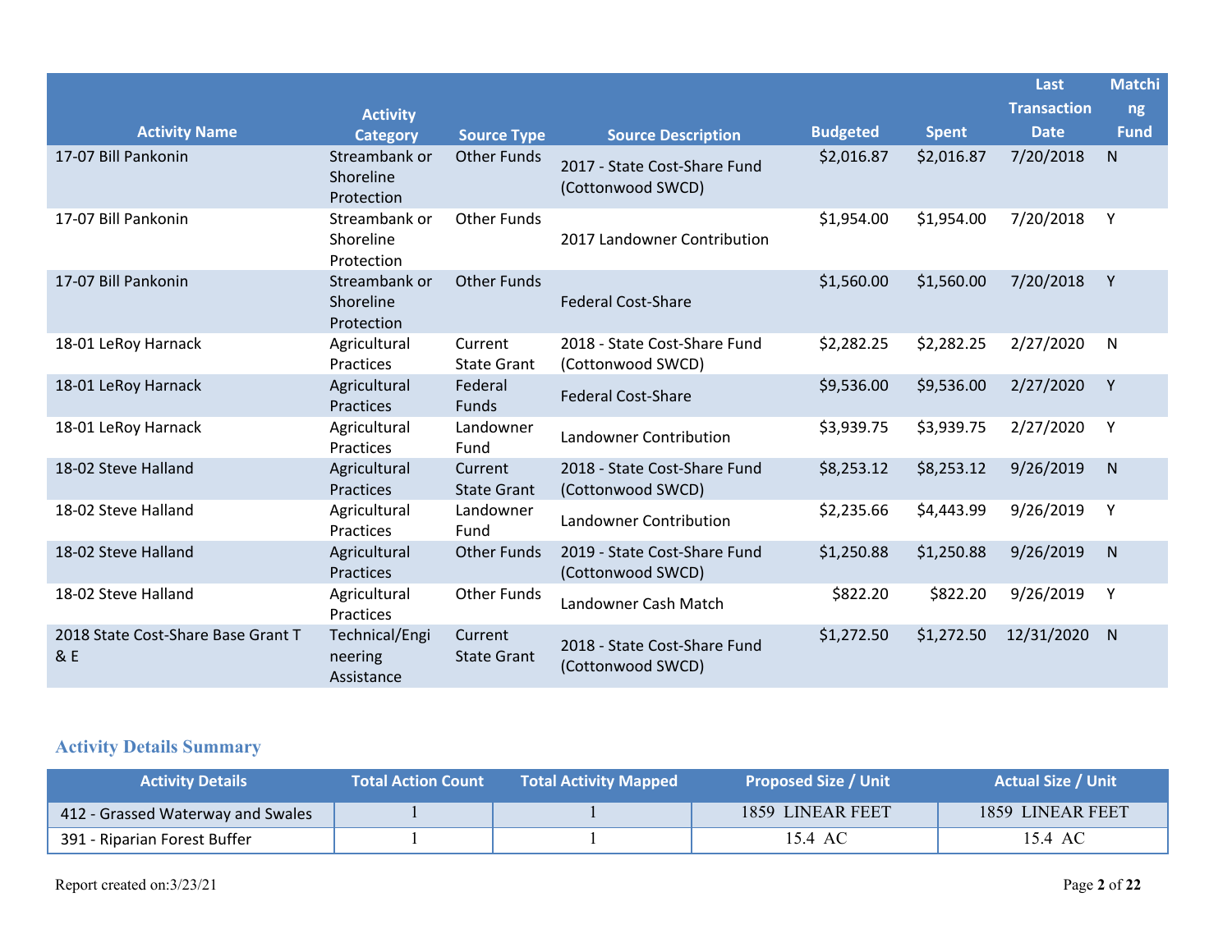| Activity Name | Activity Category | Source Type | Source Description | Budgeted | Spent | Last Transaction Date | Matching Fund |
|---|---|---|---|---|---|---|---|
| 17-07 Bill Pankonin | Streambank or Shoreline Protection | Other Funds | 2017 - State Cost-Share Fund (Cottonwood SWCD) | $2,016.87 | $2,016.87 | 7/20/2018 | N |
| 17-07 Bill Pankonin | Streambank or Shoreline Protection | Other Funds | 2017 Landowner Contribution | $1,954.00 | $1,954.00 | 7/20/2018 | Y |
| 17-07 Bill Pankonin | Streambank or Shoreline Protection | Other Funds | Federal Cost-Share | $1,560.00 | $1,560.00 | 7/20/2018 | Y |
| 18-01 LeRoy Harnack | Agricultural Practices | Current State Grant | 2018 - State Cost-Share Fund (Cottonwood SWCD) | $2,282.25 | $2,282.25 | 2/27/2020 | N |
| 18-01 LeRoy Harnack | Agricultural Practices | Federal Funds | Federal Cost-Share | $9,536.00 | $9,536.00 | 2/27/2020 | Y |
| 18-01 LeRoy Harnack | Agricultural Practices | Landowner Fund | Landowner Contribution | $3,939.75 | $3,939.75 | 2/27/2020 | Y |
| 18-02 Steve Halland | Agricultural Practices | Current State Grant | 2018 - State Cost-Share Fund (Cottonwood SWCD) | $8,253.12 | $8,253.12 | 9/26/2019 | N |
| 18-02 Steve Halland | Agricultural Practices | Landowner Fund | Landowner Contribution | $2,235.66 | $4,443.99 | 9/26/2019 | Y |
| 18-02 Steve Halland | Agricultural Practices | Other Funds | 2019 - State Cost-Share Fund (Cottonwood SWCD) | $1,250.88 | $1,250.88 | 9/26/2019 | N |
| 18-02 Steve Halland | Agricultural Practices | Other Funds | Landowner Cash Match | $822.20 | $822.20 | 9/26/2019 | Y |
| 2018 State Cost-Share Base Grant T & E | Technical/Engineering Assistance | Current State Grant | 2018 - State Cost-Share Fund (Cottonwood SWCD) | $1,272.50 | $1,272.50 | 12/31/2020 | N |

## Activity Details Summary

| Activity Details | Total Action Count | Total Activity Mapped | Proposed Size / Unit | Actual Size / Unit |
|---|---|---|---|---|
| 412 - Grassed Waterway and Swales | 1 | 1 | 1859 LINEAR FEET | 1859 LINEAR FEET |
| 391 - Riparian Forest Buffer | 1 | 1 | 15.4 AC | 15.4 AC |

Report created on:3/23/21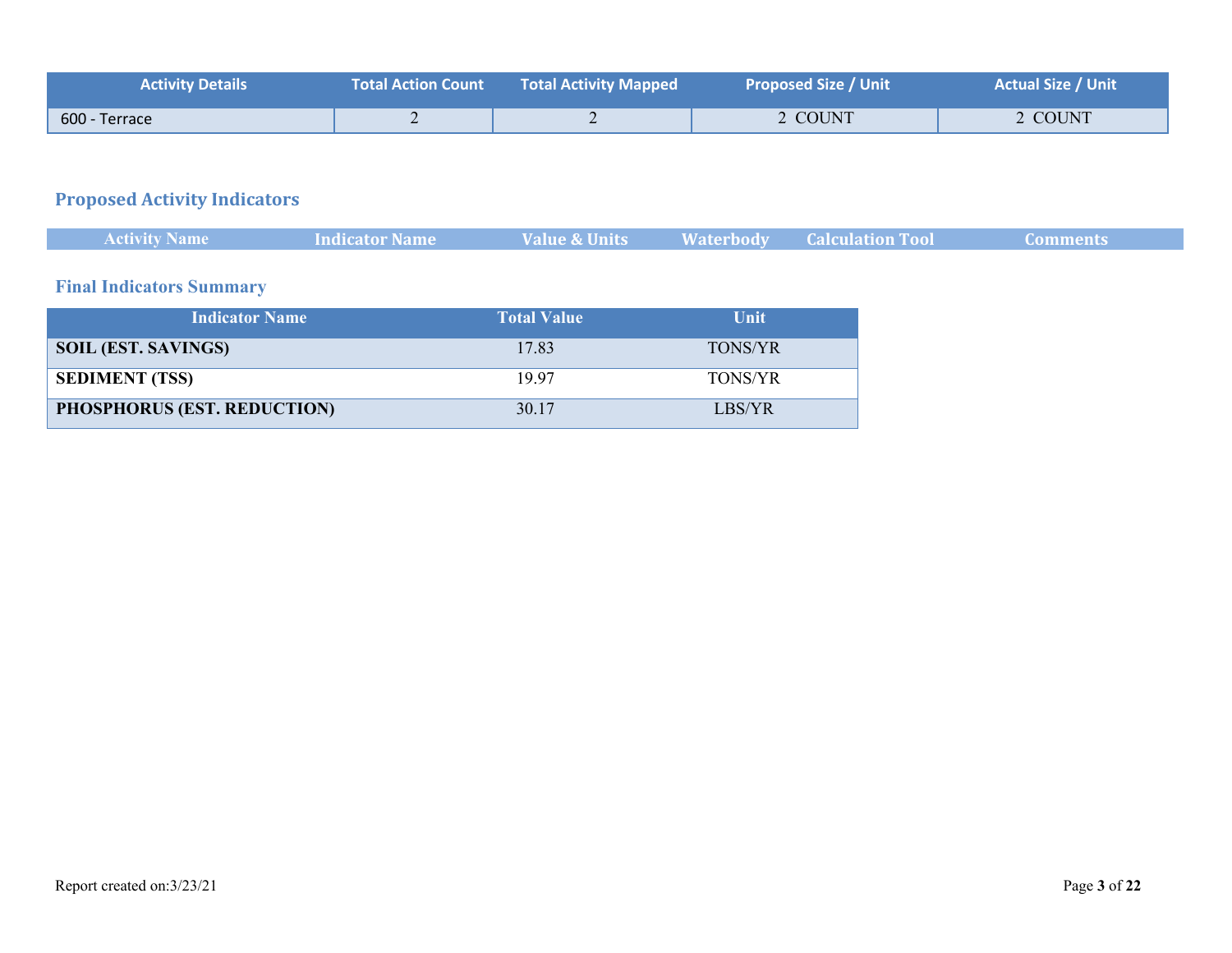| Activity Details | Total Action Count | Total Activity Mapped | Proposed Size / Unit | Actual Size / Unit |
| --- | --- | --- | --- | --- |
| 600 - Terrace | 2 | 2 | 2 COUNT | 2 COUNT |

## Proposed Activity Indicators

| Activity Name | Indicator Name | Value & Units | Waterbody | Calculation Tool | Comments |
| --- | --- | --- | --- | --- | --- |

## Final Indicators Summary

| Indicator Name | Total Value | Unit |
| --- | --- | --- |
| **SOIL (EST. SAVINGS)** | 17.83 | TONS/YR |
| **SEDIMENT (TSS)** | 19.97 | TONS/YR |
| **PHOSPHORUS (EST. REDUCTION)** | 30.17 | LBS/YR |

Report created on:3/23/21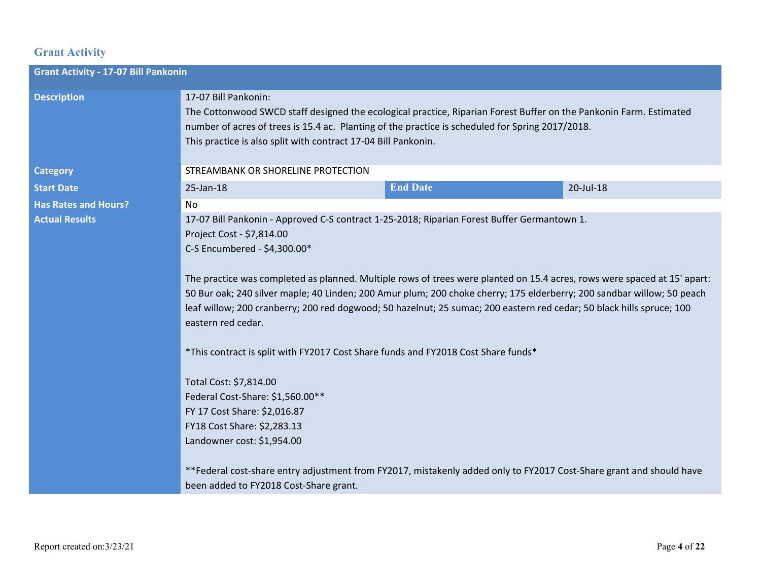## Grant Activity

| Grant Activity - 17-07 Bill Pankonin | | | |
|---|---|---|---|
| **Description** | 17-07 Bill Pankonin:<br>The Cottonwood SWCD staff designed the ecological practice, Riparian Forest Buffer on the Pankonin Farm. Estimated number of acres of trees is 15.4 ac. Planting of the practice is scheduled for Spring 2017/2018.<br>This practice is also split with contract 17-04 Bill Pankonin. | | |
| **Category** | STREAMBANK OR SHORELINE PROTECTION | | |
| **Start Date** | 25-Jan-18 | **End Date** | 20-Jul-18 |
| **Has Rates and Hours?** | No | | |
| **Actual Results** | 17-07 Bill Pankonin - Approved C-S contract 1-25-2018; Riparian Forest Buffer Germantown 1.<br>Project Cost - $7,814.00<br>C-S Encumbered - $4,300.00*<br><br>The practice was completed as planned. Multiple rows of trees were planted on 15.4 acres, rows were spaced at 15' apart: 50 Bur oak; 240 silver maple; 40 Linden; 200 Amur plum; 200 choke cherry; 175 elderberry; 200 sandbar willow; 50 peach leaf willow; 200 cranberry; 200 red dogwood; 50 hazelnut; 25 sumac; 200 eastern red cedar; 50 black hills spruce; 100 eastern red cedar.<br><br>*This contract is split with FY2017 Cost Share funds and FY2018 Cost Share funds*<br><br>Total Cost: $7,814.00<br>Federal Cost-Share: $1,560.00**<br>FY 17 Cost Share: $2,016.87<br>FY18 Cost Share: $2,283.13<br>Landowner cost: $1,954.00<br><br>**Federal cost-share entry adjustment from FY2017, mistakenly added only to FY2017 Cost-Share grant and should have been added to FY2018 Cost-Share grant. | | |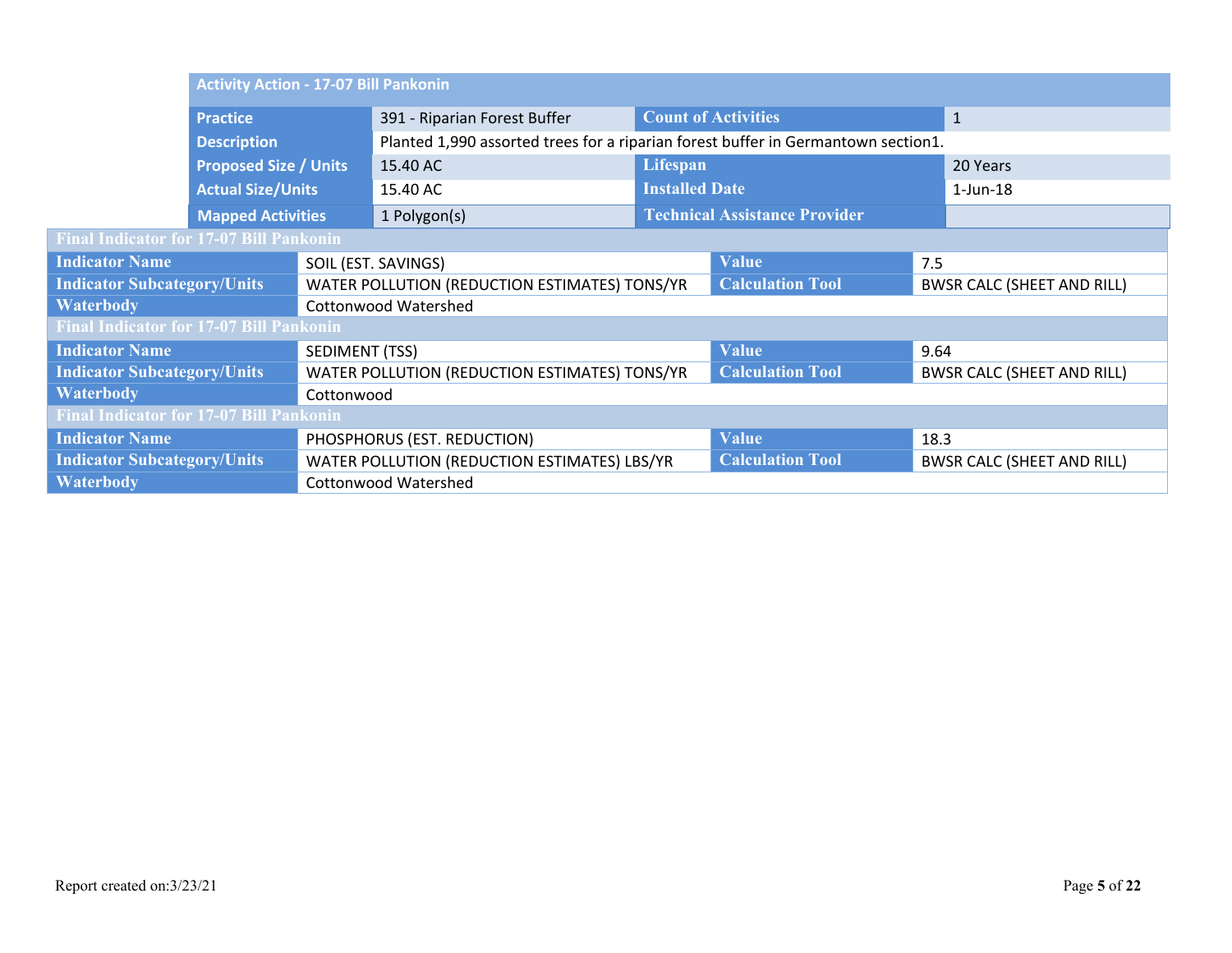| Activity Action - 17-07 Bill Pankonin | | | |
|---|---|---|---|
| **Practice** | 391 - Riparian Forest Buffer | **Count of Activities** | 1 |
| **Description** | Planted 1,990 assorted trees for a riparian forest buffer in Germantown section1. | | |
| **Proposed Size / Units** | 15.40 AC | **Lifespan** | 20 Years |
| **Actual Size/Units** | 15.40 AC | **Installed Date** | 1-Jun-18 |
| **Mapped Activities** | 1 Polygon(s) | **Technical Assistance Provider** | |

| Final Indicator for 17-07 Bill Pankonin | | | |
|---|---|---|---|
| **Indicator Name** | SOIL (EST. SAVINGS) | **Value** | 7.5 |
| **Indicator Subcategory/Units** | WATER POLLUTION (REDUCTION ESTIMATES) TONS/YR | **Calculation Tool** | BWSR CALC (SHEET AND RILL) |
| **Waterbody** | Cottonwood Watershed | | |

| Final Indicator for 17-07 Bill Pankonin | | | |
|---|---|---|---|
| **Indicator Name** | SEDIMENT (TSS) | **Value** | 9.64 |
| **Indicator Subcategory/Units** | WATER POLLUTION (REDUCTION ESTIMATES) TONS/YR | **Calculation Tool** | BWSR CALC (SHEET AND RILL) |
| **Waterbody** | Cottonwood | | |

| Final Indicator for 17-07 Bill Pankonin | | | |
|---|---|---|---|
| **Indicator Name** | PHOSPHORUS (EST. REDUCTION) | **Value** | 18.3 |
| **Indicator Subcategory/Units** | WATER POLLUTION (REDUCTION ESTIMATES) LBS/YR | **Calculation Tool** | BWSR CALC (SHEET AND RILL) |
| **Waterbody** | Cottonwood Watershed | | |

Report created on:3/23/21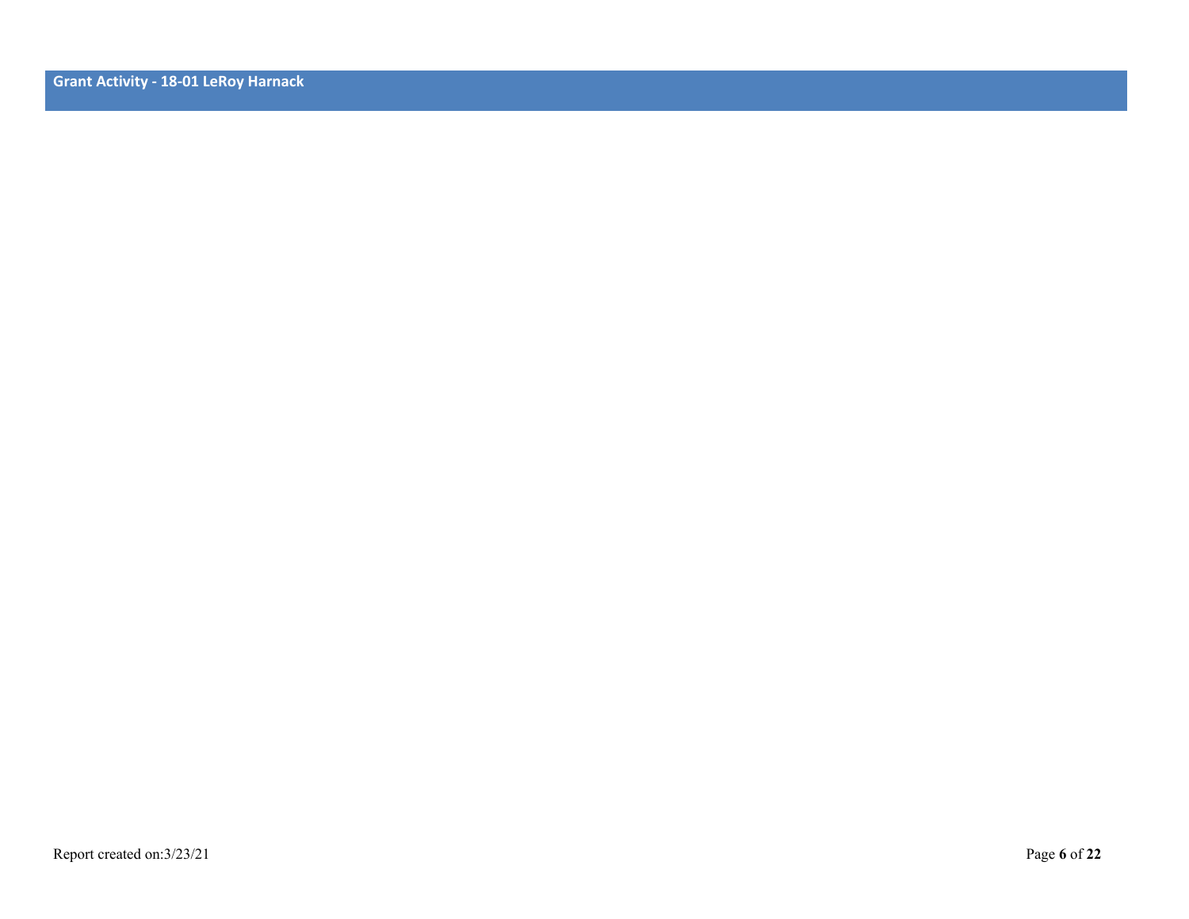## Grant Activity - 18-01 LeRoy Harnack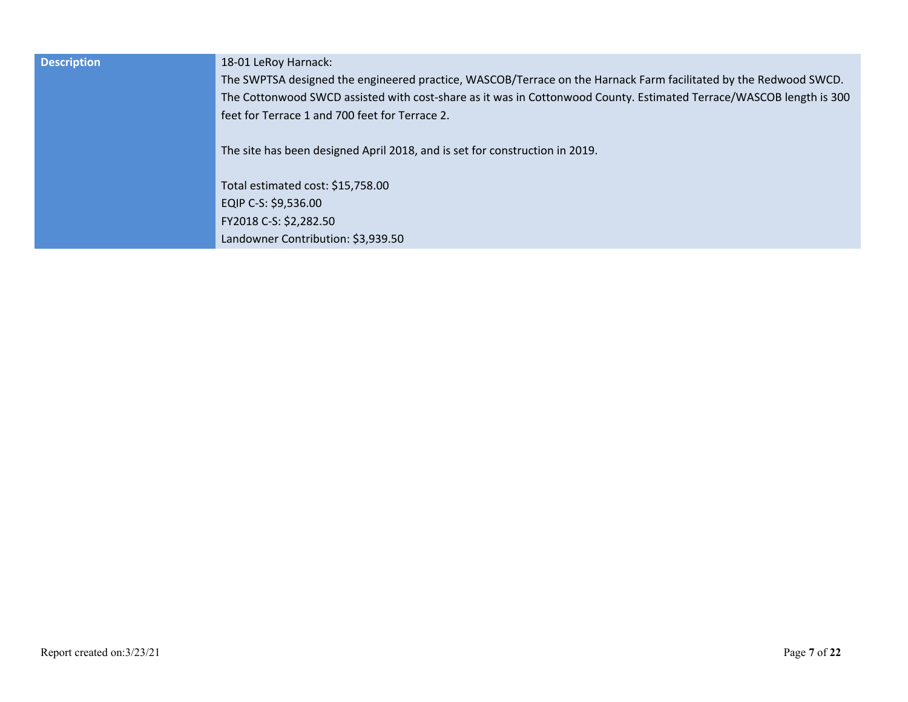| Description | 18-01 LeRoy Harnack:<br>The SWPTSA designed the engineered practice, WASCOB/Terrace on the Harnack Farm facilitated by the Redwood SWCD. The Cottonwood SWCD assisted with cost-share as it was in Cottonwood County. Estimated Terrace/WASCOB length is 300 feet for Terrace 1 and 700 feet for Terrace 2.<br><br>The site has been designed April 2018, and is set for construction in 2019.<br><br>Total estimated cost: $15,758.00<br>EQIP C-S: $9,536.00<br>FY2018 C-S: $2,282.50<br>Landowner Contribution: $3,939.50 |
|---|---|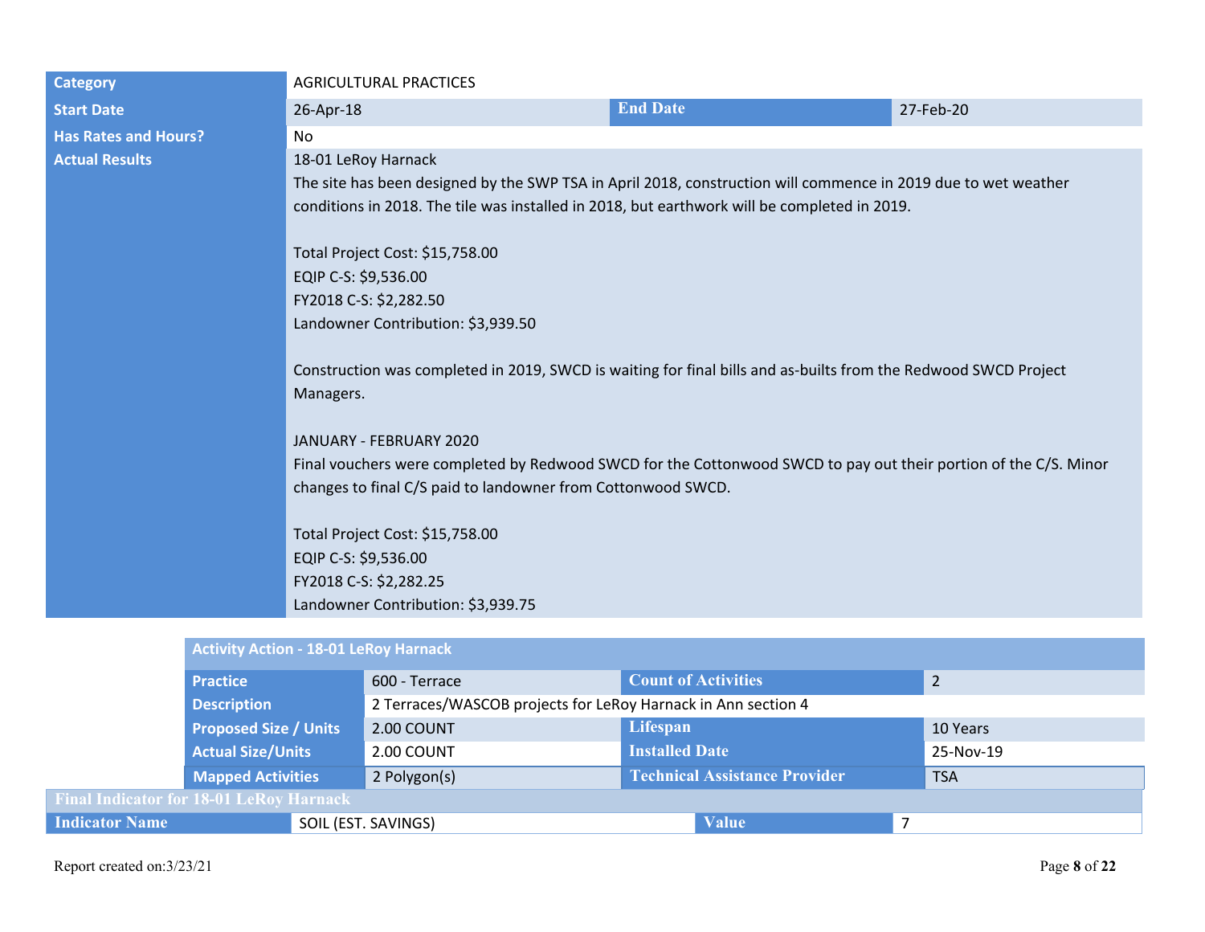| Category | AGRICULTURAL PRACTICES | | |
|---|---|---|---|
| Start Date | 26-Apr-18 | End Date | 27-Feb-20 |
| Has Rates and Hours? | No | | |
| Actual Results | 18-01 LeRoy Harnack<br>The site has been designed by the SWP TSA in April 2018, construction will commence in 2019 due to wet weather conditions in 2018. The tile was installed in 2018, but earthwork will be completed in 2019.<br><br>Total Project Cost: $15,758.00<br>EQIP C-S: $9,536.00<br>FY2018 C-S: $2,282.50<br>Landowner Contribution: $3,939.50<br><br>Construction was completed in 2019, SWCD is waiting for final bills and as-builts from the Redwood SWCD Project Managers.<br><br>JANUARY - FEBRUARY 2020<br>Final vouchers were completed by Redwood SWCD for the Cottonwood SWCD to pay out their portion of the C/S. Minor changes to final C/S paid to landowner from Cottonwood SWCD.<br><br>Total Project Cost: $15,758.00<br>EQIP C-S: $9,536.00<br>FY2018 C-S: $2,282.25<br>Landowner Contribution: $3,939.75 | | |

| Activity Action - 18-01 LeRoy Harnack | | | |
|---|---|---|---|
| Practice | 600 - Terrace | Count of Activities | 2 |
| Description | 2 Terraces/WASCOB projects for LeRoy Harnack in Ann section 4 | | |
| Proposed Size / Units | 2.00 COUNT | Lifespan | 10 Years |
| Actual Size/Units | 2.00 COUNT | Installed Date | 25-Nov-19 |
| Mapped Activities | 2 Polygon(s) | Technical Assistance Provider | TSA |

| Final Indicator for 18-01 LeRoy Harnack | | | |
|---|---|---|---|
| Indicator Name | SOIL (EST. SAVINGS) | Value | 7 |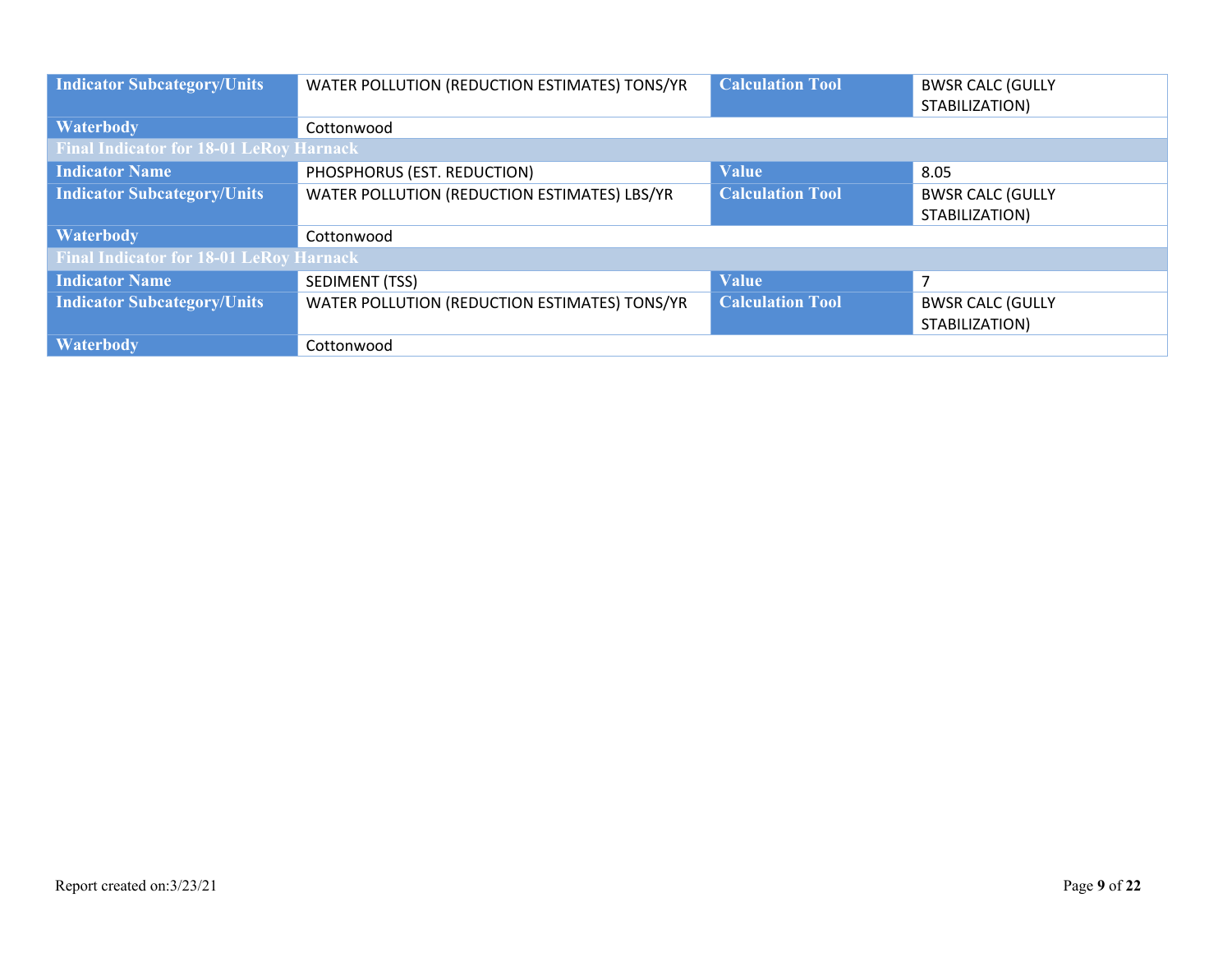| | | | |
|---|---|---|---|
| **Indicator Subcategory/Units** | WATER POLLUTION (REDUCTION ESTIMATES) TONS/YR | **Calculation Tool** | BWSR CALC (GULLY STABILIZATION) |
| **Waterbody** | Cottonwood | | |
| **Final Indicator for 18-01 LeRoy Harnack** | | | |
| **Indicator Name** | PHOSPHORUS (EST. REDUCTION) | **Value** | 8.05 |
| **Indicator Subcategory/Units** | WATER POLLUTION (REDUCTION ESTIMATES) LBS/YR | **Calculation Tool** | BWSR CALC (GULLY STABILIZATION) |
| **Waterbody** | Cottonwood | | |
| **Final Indicator for 18-01 LeRoy Harnack** | | | |
| **Indicator Name** | SEDIMENT (TSS) | **Value** | 7 |
| **Indicator Subcategory/Units** | WATER POLLUTION (REDUCTION ESTIMATES) TONS/YR | **Calculation Tool** | BWSR CALC (GULLY STABILIZATION) |
| **Waterbody** | Cottonwood | | |

Report created on:3/23/21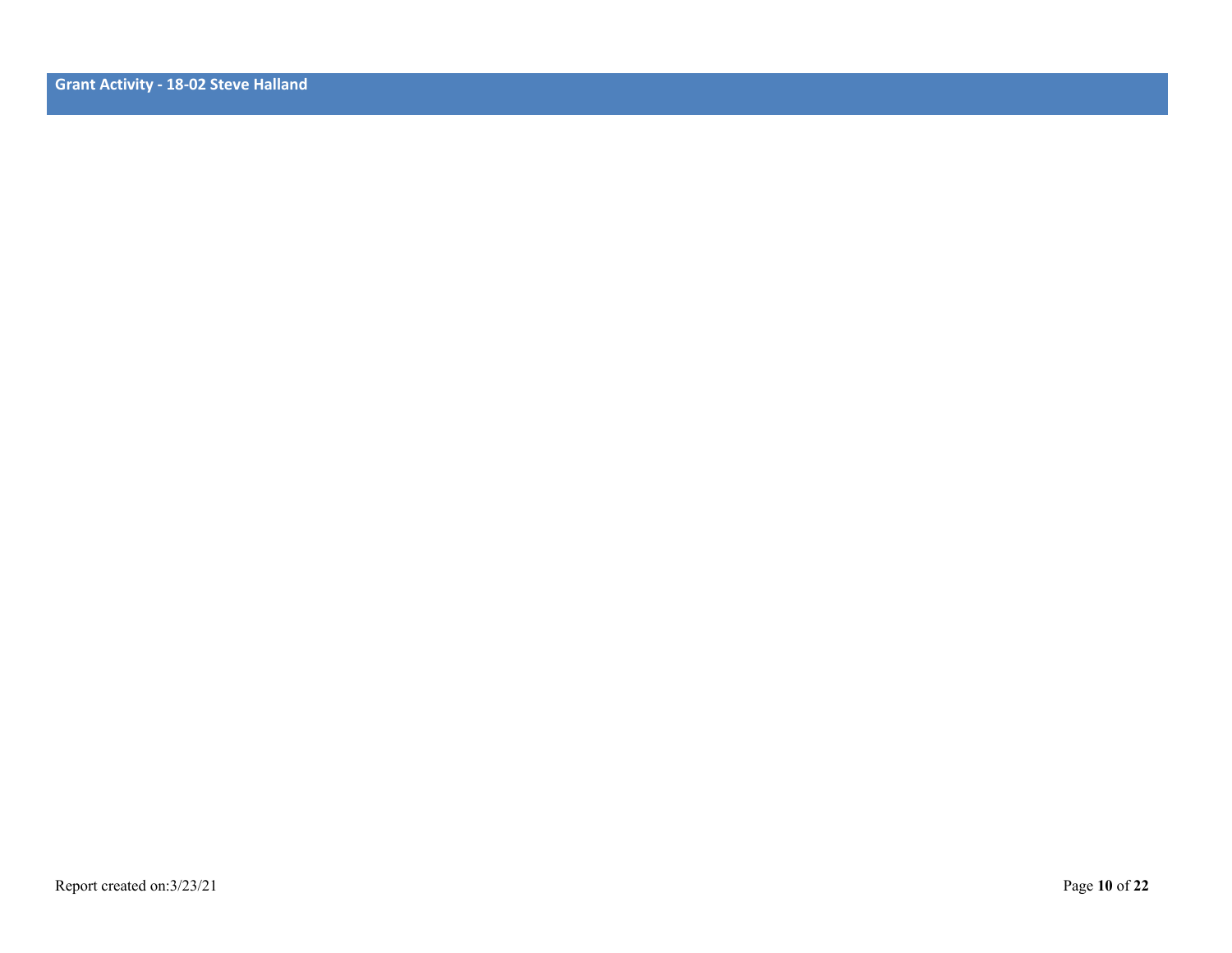## Grant Activity - 18-02 Steve Halland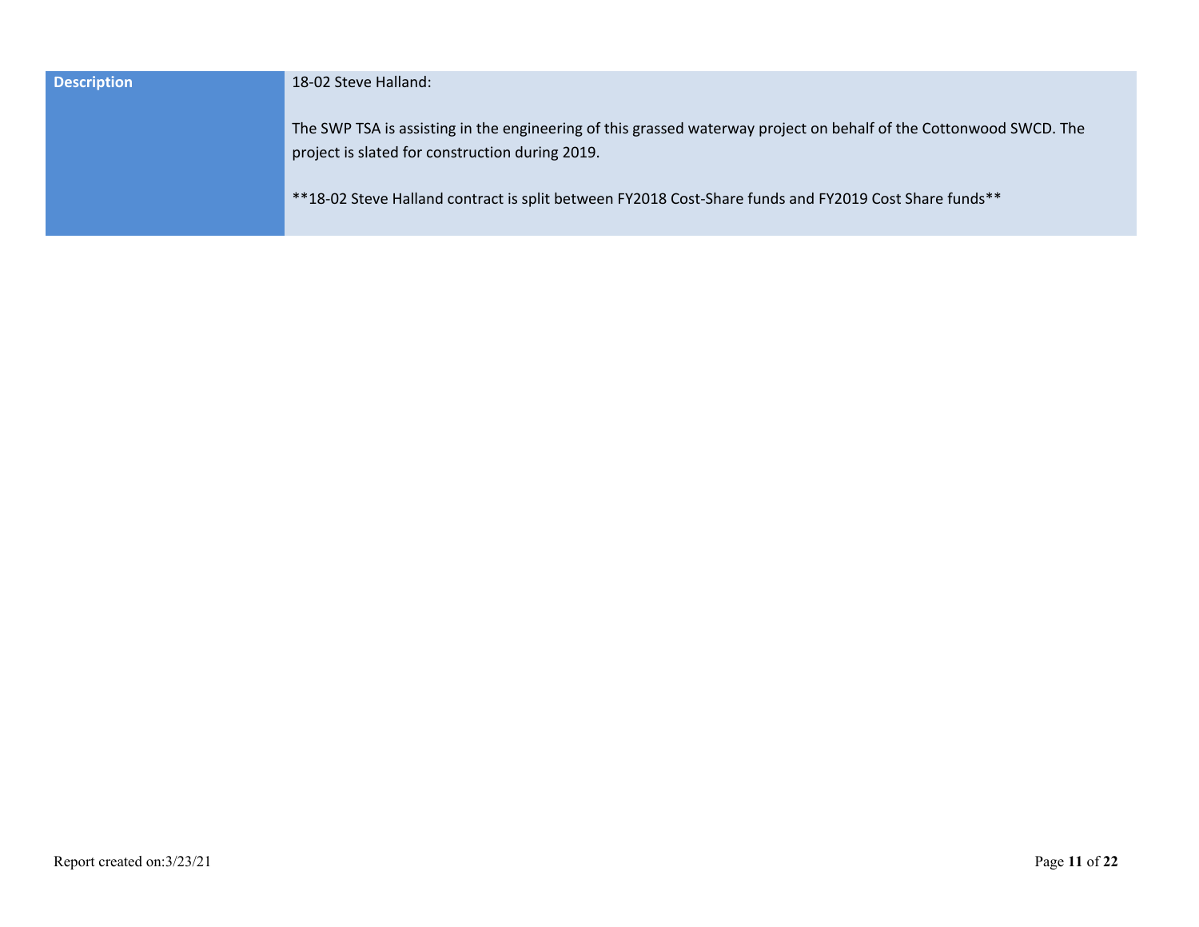| Description | 18-02 Steve Halland:<br><br>The SWP TSA is assisting in the engineering of this grassed waterway project on behalf of the Cottonwood SWCD. The project is slated for construction during 2019.<br><br>**18-02 Steve Halland contract is split between FY2018 Cost-Share funds and FY2019 Cost Share funds** |
|---|---|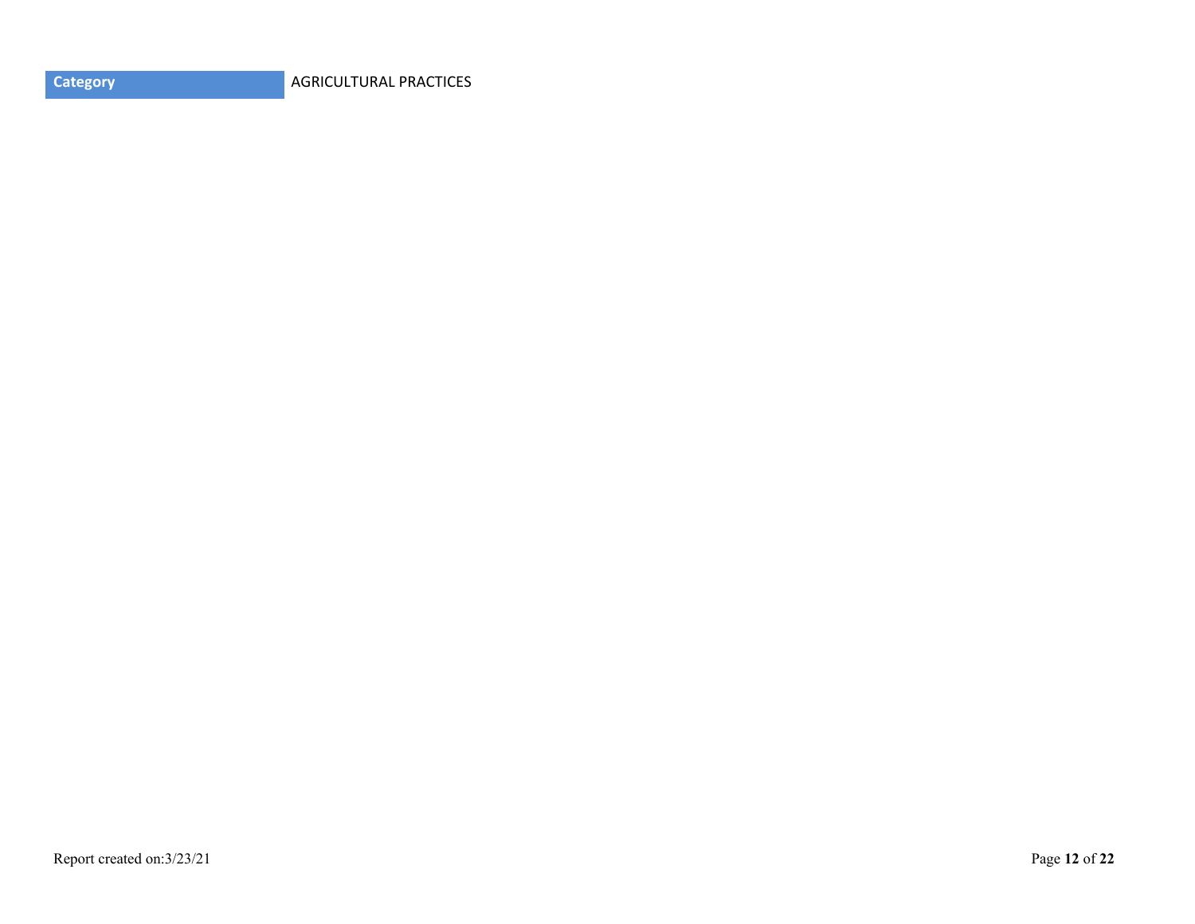| Category | AGRICULTURAL PRACTICES |
|---|---|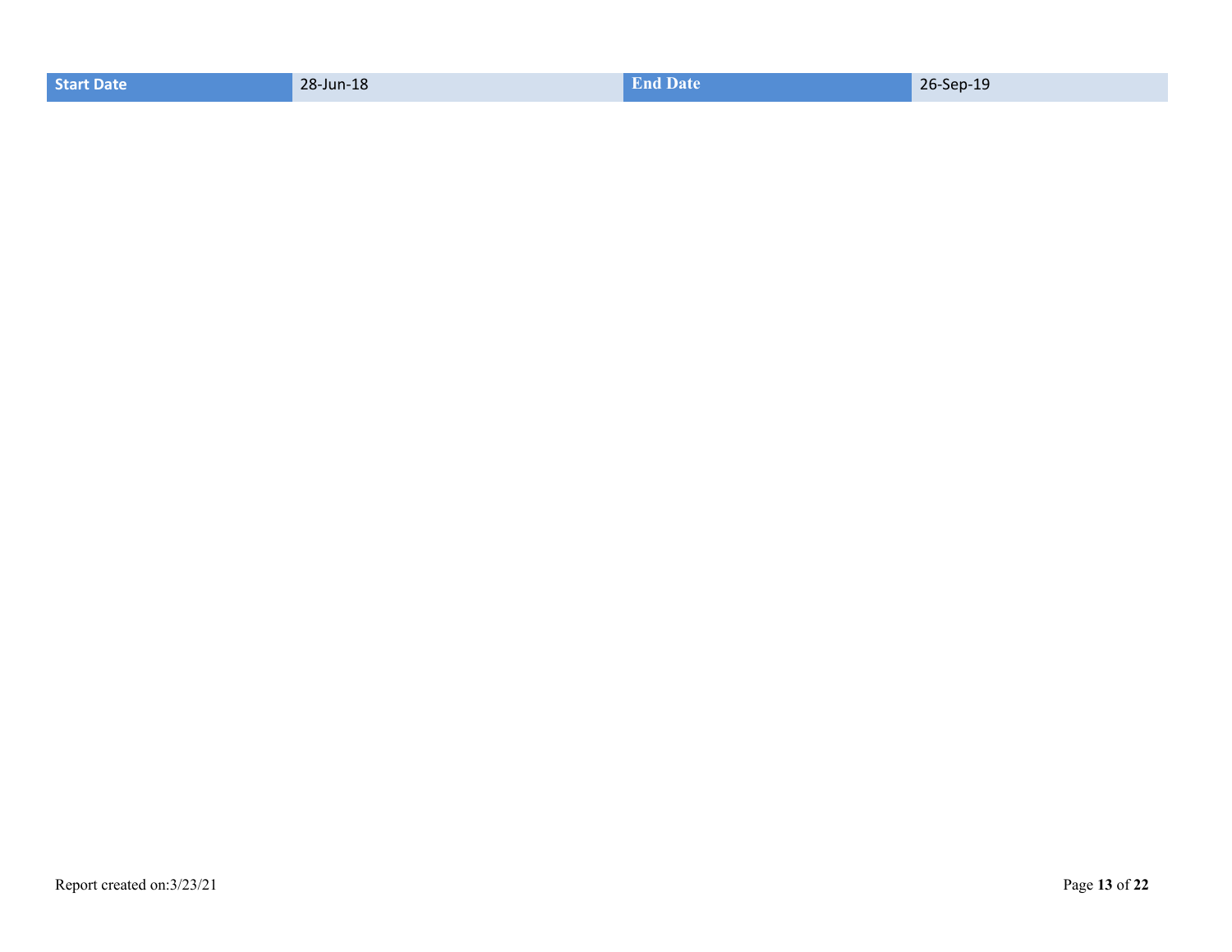| Start Date | 28-Jun-18 | End Date | 26-Sep-19 |
| --- | --- | --- | --- |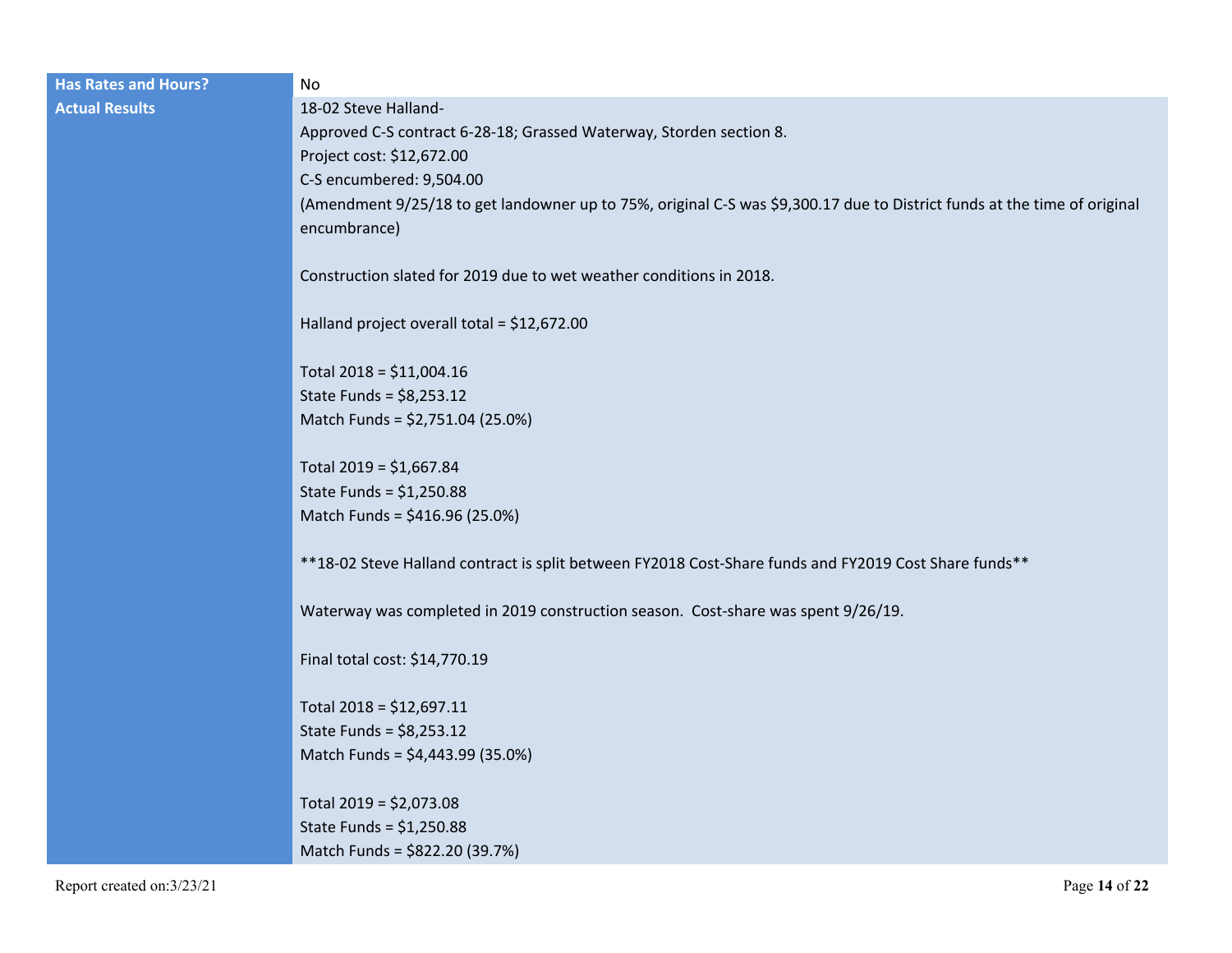| | |
|---|---|
| **Has Rates and Hours?** | No |
| **Actual Results** | 18-02 Steve Halland-<br>Approved C-S contract 6-28-18; Grassed Waterway, Storden section 8.<br>Project cost: $12,672.00<br>C-S encumbered: 9,504.00<br>(Amendment 9/25/18 to get landowner up to 75%, original C-S was $9,300.17 due to District funds at the time of original encumbrance)<br><br>Construction slated for 2019 due to wet weather conditions in 2018.<br><br>Halland project overall total = $12,672.00<br><br>Total 2018 = $11,004.16<br>State Funds = $8,253.12<br>Match Funds = $2,751.04 (25.0%)<br><br>Total 2019 = $1,667.84<br>State Funds = $1,250.88<br>Match Funds = $416.96 (25.0%)<br><br>**18-02 Steve Halland contract is split between FY2018 Cost-Share funds and FY2019 Cost Share funds**<br><br>Waterway was completed in 2019 construction season. Cost-share was spent 9/26/19.<br><br>Final total cost: $14,770.19<br><br>Total 2018 = $12,697.11<br>State Funds = $8,253.12<br>Match Funds = $4,443.99 (35.0%)<br><br>Total 2019 = $2,073.08<br>State Funds = $1,250.88<br>Match Funds = $822.20 (39.7%) |

Report created on:3/23/21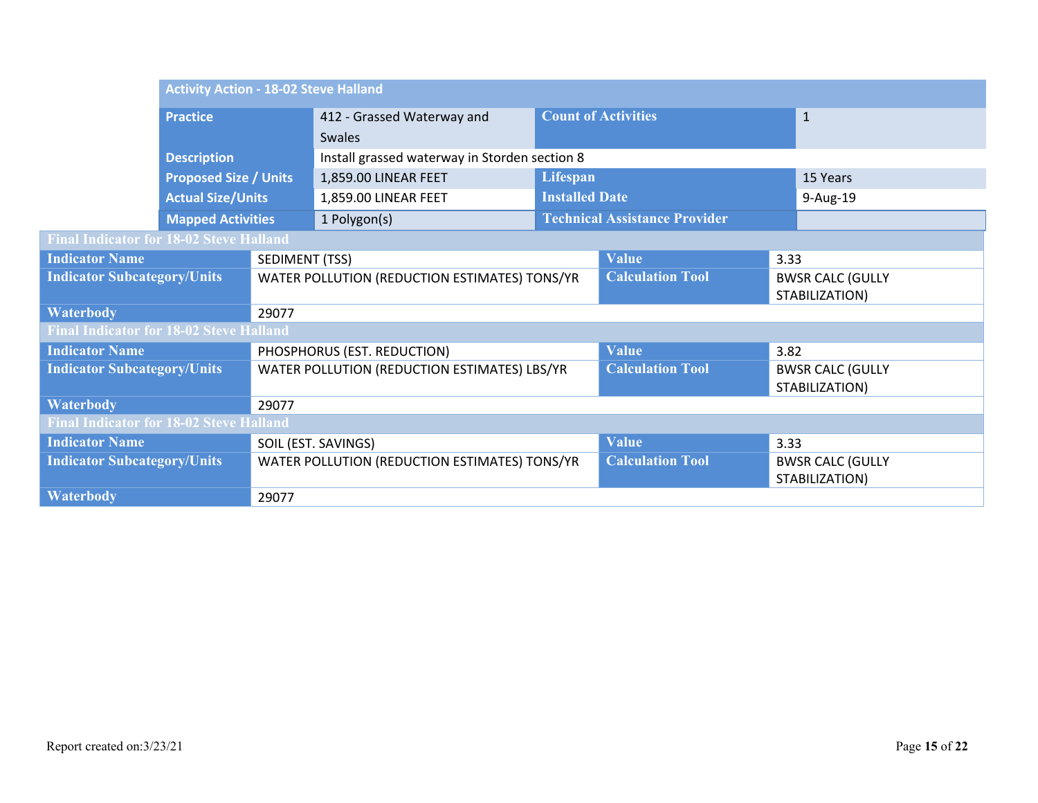| Activity Action - 18-02 Steve Halland | | | |
|---|---|---|---|
| **Practice** | 412 - Grassed Waterway and Swales | **Count of Activities** | 1 |
| **Description** | Install grassed waterway in Storden section 8 | | |
| **Proposed Size / Units** | 1,859.00 LINEAR FEET | **Lifespan** | 15 Years |
| **Actual Size/Units** | 1,859.00 LINEAR FEET | **Installed Date** | 9-Aug-19 |
| **Mapped Activities** | 1 Polygon(s) | **Technical Assistance Provider** | |

| Final Indicator for 18-02 Steve Halland | | | |
|---|---|---|---|
| **Indicator Name** | SEDIMENT (TSS) | **Value** | 3.33 |
| **Indicator Subcategory/Units** | WATER POLLUTION (REDUCTION ESTIMATES) TONS/YR | **Calculation Tool** | BWSR CALC (GULLY STABILIZATION) |
| **Waterbody** | 29077 | | |

| Final Indicator for 18-02 Steve Halland | | | |
|---|---|---|---|
| **Indicator Name** | PHOSPHORUS (EST. REDUCTION) | **Value** | 3.82 |
| **Indicator Subcategory/Units** | WATER POLLUTION (REDUCTION ESTIMATES) LBS/YR | **Calculation Tool** | BWSR CALC (GULLY STABILIZATION) |
| **Waterbody** | 29077 | | |

| Final Indicator for 18-02 Steve Halland | | | |
|---|---|---|---|
| **Indicator Name** | SOIL (EST. SAVINGS) | **Value** | 3.33 |
| **Indicator Subcategory/Units** | WATER POLLUTION (REDUCTION ESTIMATES) TONS/YR | **Calculation Tool** | BWSR CALC (GULLY STABILIZATION) |
| **Waterbody** | 29077 | | |

Report created on:3/23/21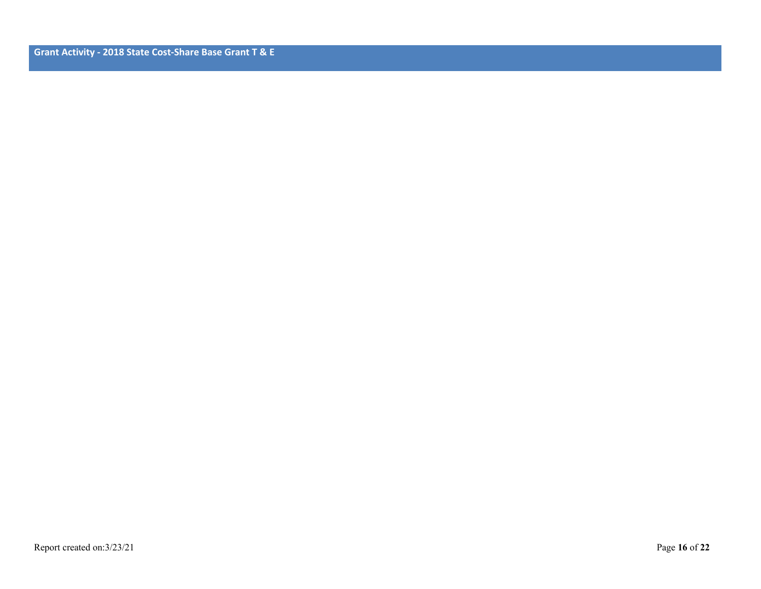## Grant Activity - 2018 State Cost-Share Base Grant T & E

Report created on:3/23/21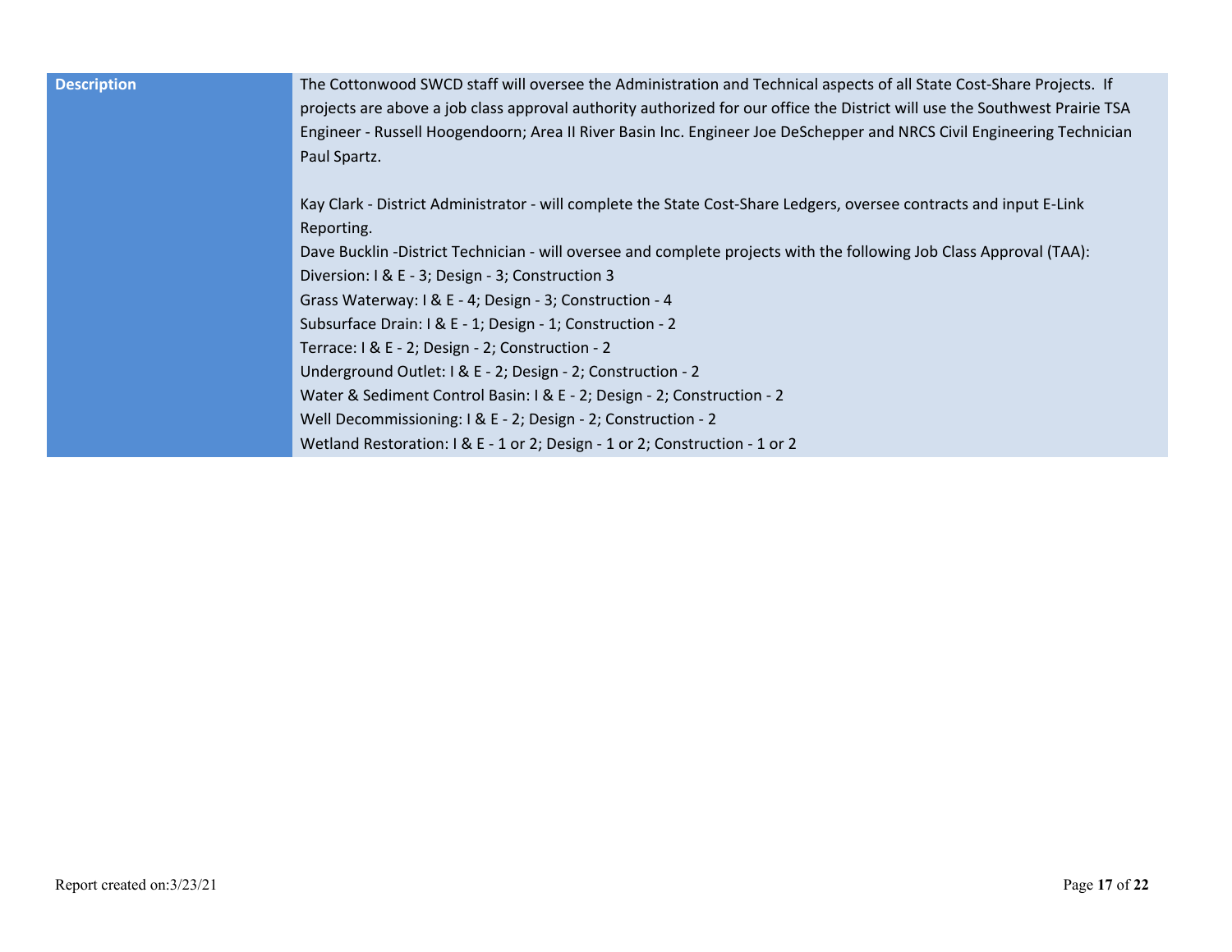| Description | The Cottonwood SWCD staff will oversee the Administration and Technical aspects of all State Cost-Share Projects. If projects are above a job class approval authority authorized for our office the District will use the Southwest Prairie TSA Engineer - Russell Hoogendoorn; Area II River Basin Inc. Engineer Joe DeSchepper and NRCS Civil Engineering Technician Paul Spartz.<br><br>Kay Clark - District Administrator - will complete the State Cost-Share Ledgers, oversee contracts and input E-Link Reporting.<br>Dave Bucklin -District Technician - will oversee and complete projects with the following Job Class Approval (TAA):<br>Diversion: I & E - 3; Design - 3; Construction 3<br>Grass Waterway: I & E - 4; Design - 3; Construction - 4<br>Subsurface Drain: I & E - 1; Design - 1; Construction - 2<br>Terrace: I & E - 2; Design - 2; Construction - 2<br>Underground Outlet: I & E - 2; Design - 2; Construction - 2<br>Water & Sediment Control Basin: I & E - 2; Design - 2; Construction - 2<br>Well Decommissioning: I & E - 2; Design - 2; Construction - 2<br>Wetland Restoration: I & E - 1 or 2; Design - 1 or 2; Construction - 1 or 2 |
|---|---|

Report created on:3/23/21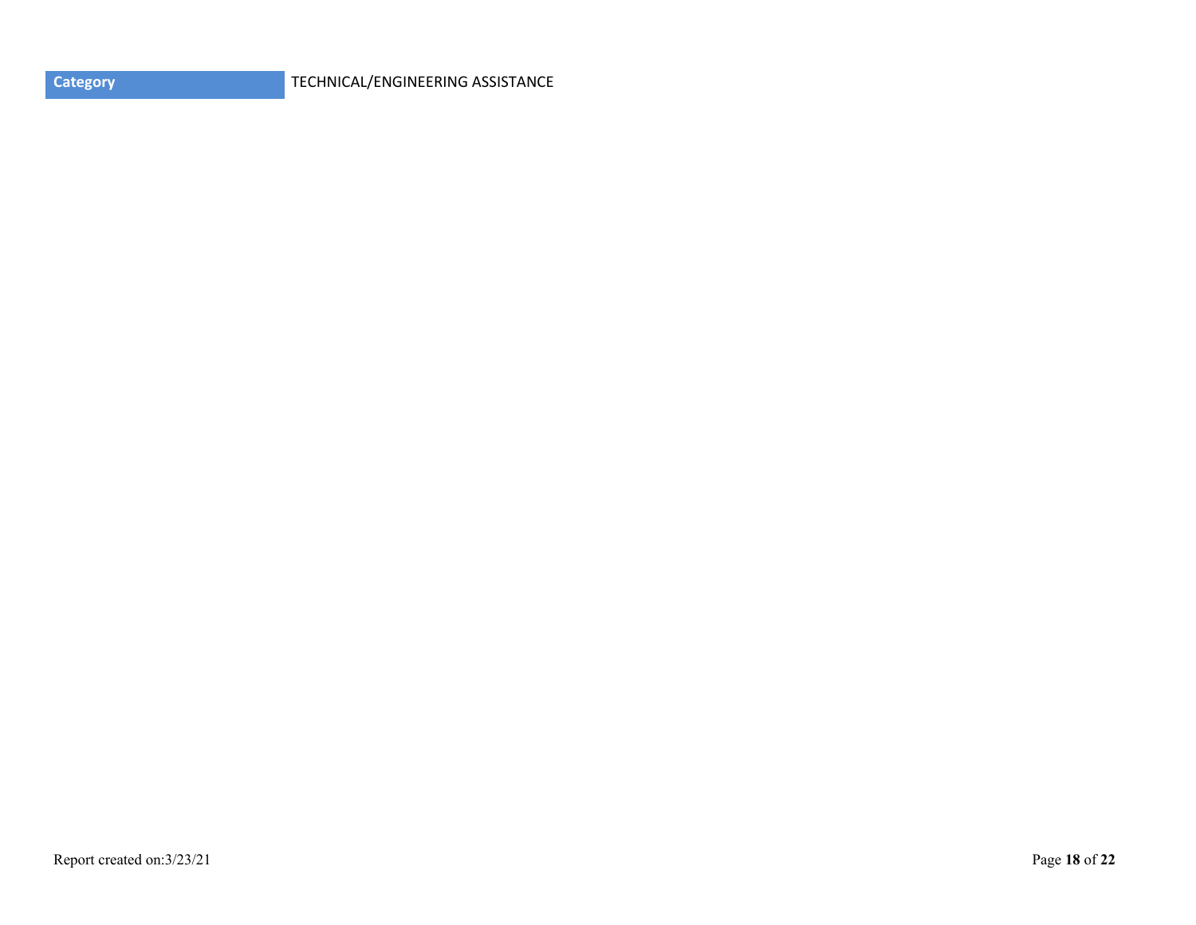| Category | TECHNICAL/ENGINEERING ASSISTANCE |
| --- | --- |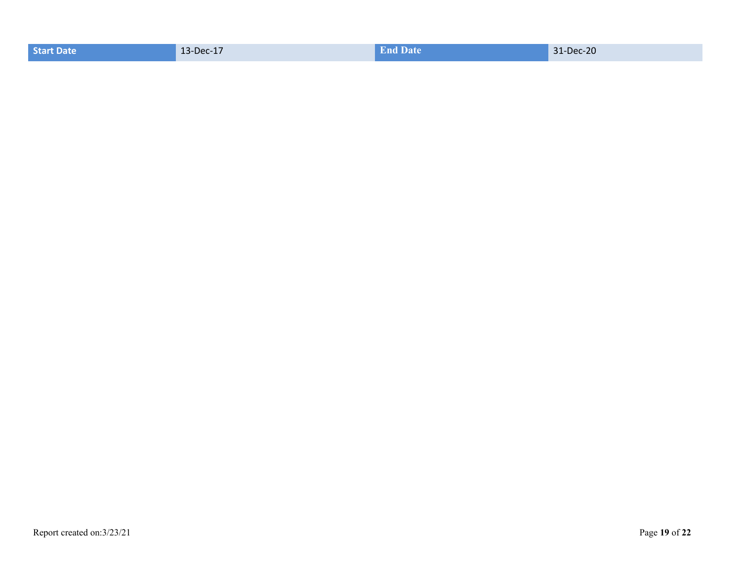| Start Date | 13-Dec-17 | End Date | 31-Dec-20 |
| --- | --- | --- | --- |

Report created on:3/23/21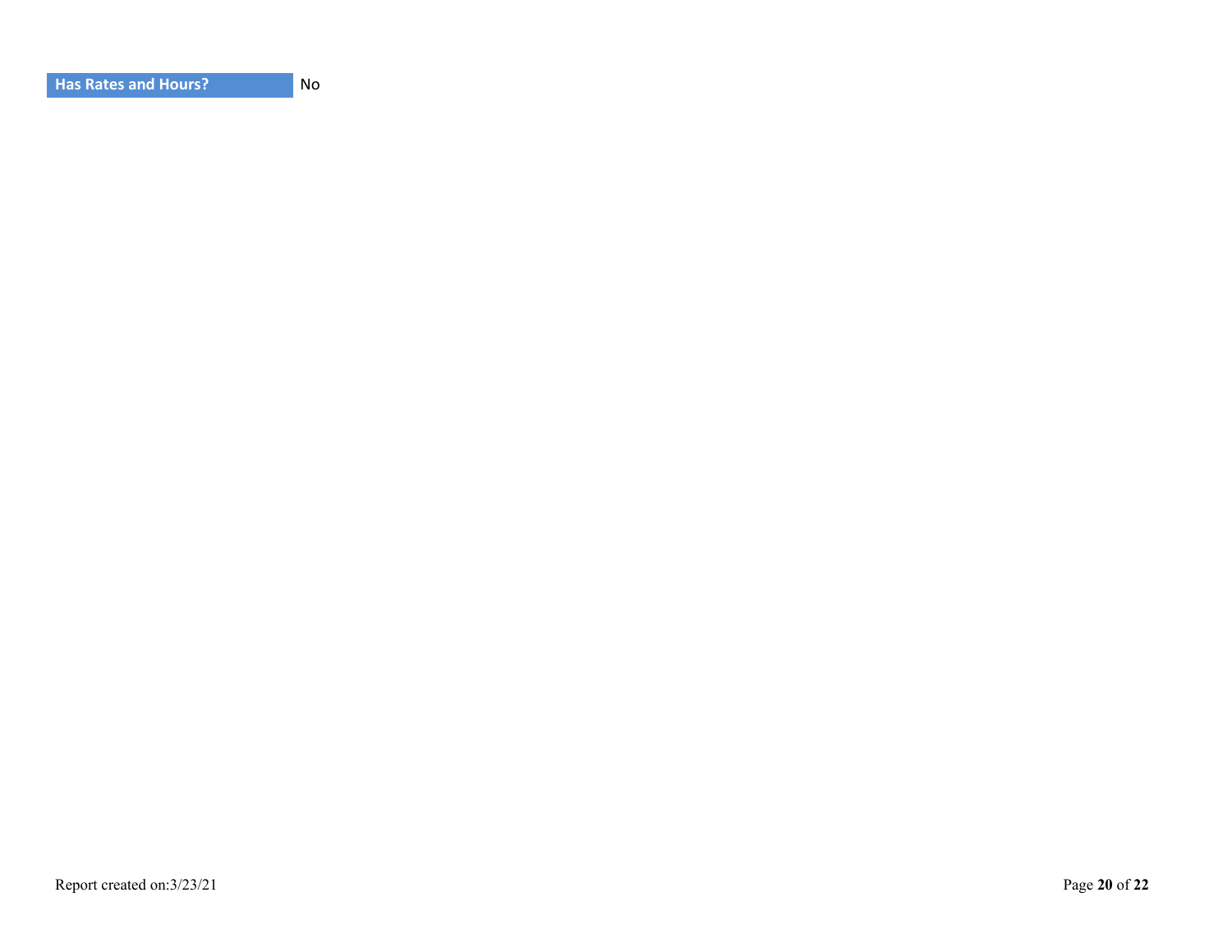| Has Rates and Hours? | No |
| --- | --- |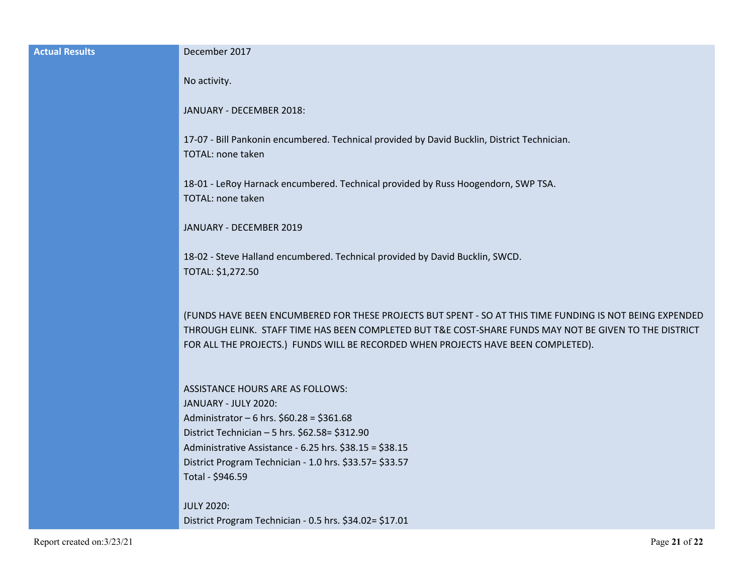| Actual Results | December 2017<br><br>No activity.<br><br>JANUARY - DECEMBER 2018:<br><br>17-07 - Bill Pankonin encumbered. Technical provided by David Bucklin, District Technician.<br>TOTAL: none taken<br><br>18-01 - LeRoy Harnack encumbered. Technical provided by Russ Hoogendorn, SWP TSA.<br>TOTAL: none taken<br><br>JANUARY - DECEMBER 2019<br><br>18-02 - Steve Halland encumbered. Technical provided by David Bucklin, SWCD.<br>TOTAL: $1,272.50<br><br>(FUNDS HAVE BEEN ENCUMBERED FOR THESE PROJECTS BUT SPENT - SO AT THIS TIME FUNDING IS NOT BEING EXPENDED THROUGH ELINK. STAFF TIME HAS BEEN COMPLETED BUT T&E COST-SHARE FUNDS MAY NOT BE GIVEN TO THE DISTRICT FOR ALL THE PROJECTS.) FUNDS WILL BE RECORDED WHEN PROJECTS HAVE BEEN COMPLETED).<br><br>ASSISTANCE HOURS ARE AS FOLLOWS:<br>JANUARY - JULY 2020:<br>Administrator – 6 hrs. $60.28 = $361.68<br>District Technician – 5 hrs. $62.58= $312.90<br>Administrative Assistance - 6.25 hrs. $38.15 = $38.15<br>District Program Technician - 1.0 hrs. $33.57= $33.57<br>Total - $946.59<br><br>JULY 2020:<br>District Program Technician - 0.5 hrs. $34.02= $17.01 |
|---|---|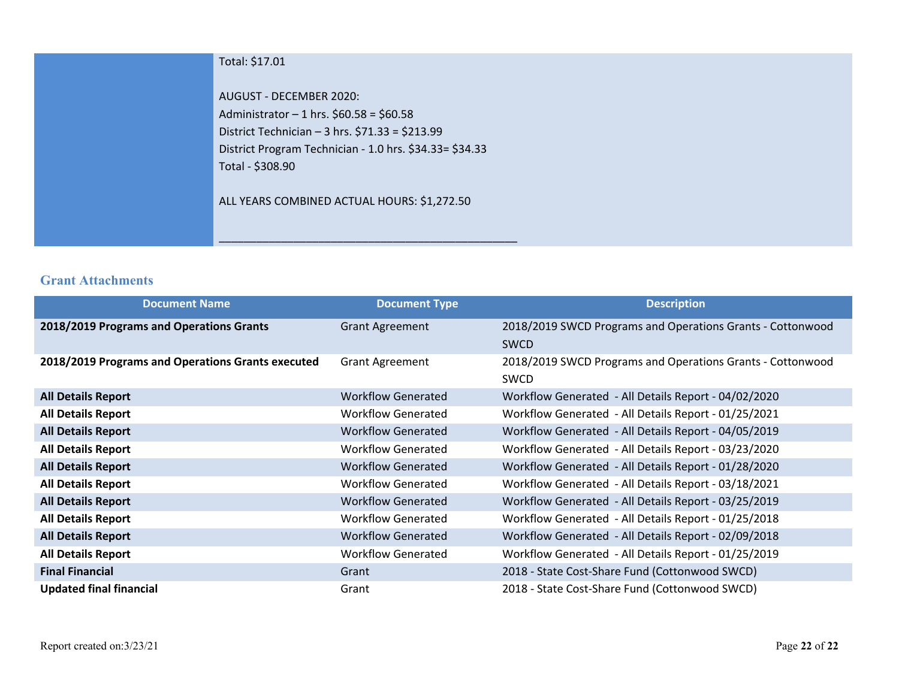Total: $17.01

AUGUST - DECEMBER 2020:
Administrator – 1 hrs. $60.58 = $60.58
District Technician – 3 hrs. $71.33 = $213.99
District Program Technician - 1.0 hrs. $34.33= $34.33
Total - $308.90

ALL YEARS COMBINED ACTUAL HOURS: $1,272.50

_______________________________________________

## Grant Attachments

| Document Name | Document Type | Description |
|---|---|---|
| **2018/2019 Programs and Operations Grants** | Grant Agreement | 2018/2019 SWCD Programs and Operations Grants - Cottonwood SWCD |
| **2018/2019 Programs and Operations Grants executed** | Grant Agreement | 2018/2019 SWCD Programs and Operations Grants - Cottonwood SWCD |
| **All Details Report** | Workflow Generated | Workflow Generated - All Details Report - 04/02/2020 |
| **All Details Report** | Workflow Generated | Workflow Generated - All Details Report - 01/25/2021 |
| **All Details Report** | Workflow Generated | Workflow Generated - All Details Report - 04/05/2019 |
| **All Details Report** | Workflow Generated | Workflow Generated - All Details Report - 03/23/2020 |
| **All Details Report** | Workflow Generated | Workflow Generated - All Details Report - 01/28/2020 |
| **All Details Report** | Workflow Generated | Workflow Generated - All Details Report - 03/18/2021 |
| **All Details Report** | Workflow Generated | Workflow Generated - All Details Report - 03/25/2019 |
| **All Details Report** | Workflow Generated | Workflow Generated - All Details Report - 01/25/2018 |
| **All Details Report** | Workflow Generated | Workflow Generated - All Details Report - 02/09/2018 |
| **All Details Report** | Workflow Generated | Workflow Generated - All Details Report - 01/25/2019 |
| **Final Financial** | Grant | 2018 - State Cost-Share Fund (Cottonwood SWCD) |
| **Updated final financial** | Grant | 2018 - State Cost-Share Fund (Cottonwood SWCD) |

Report created on:3/23/21